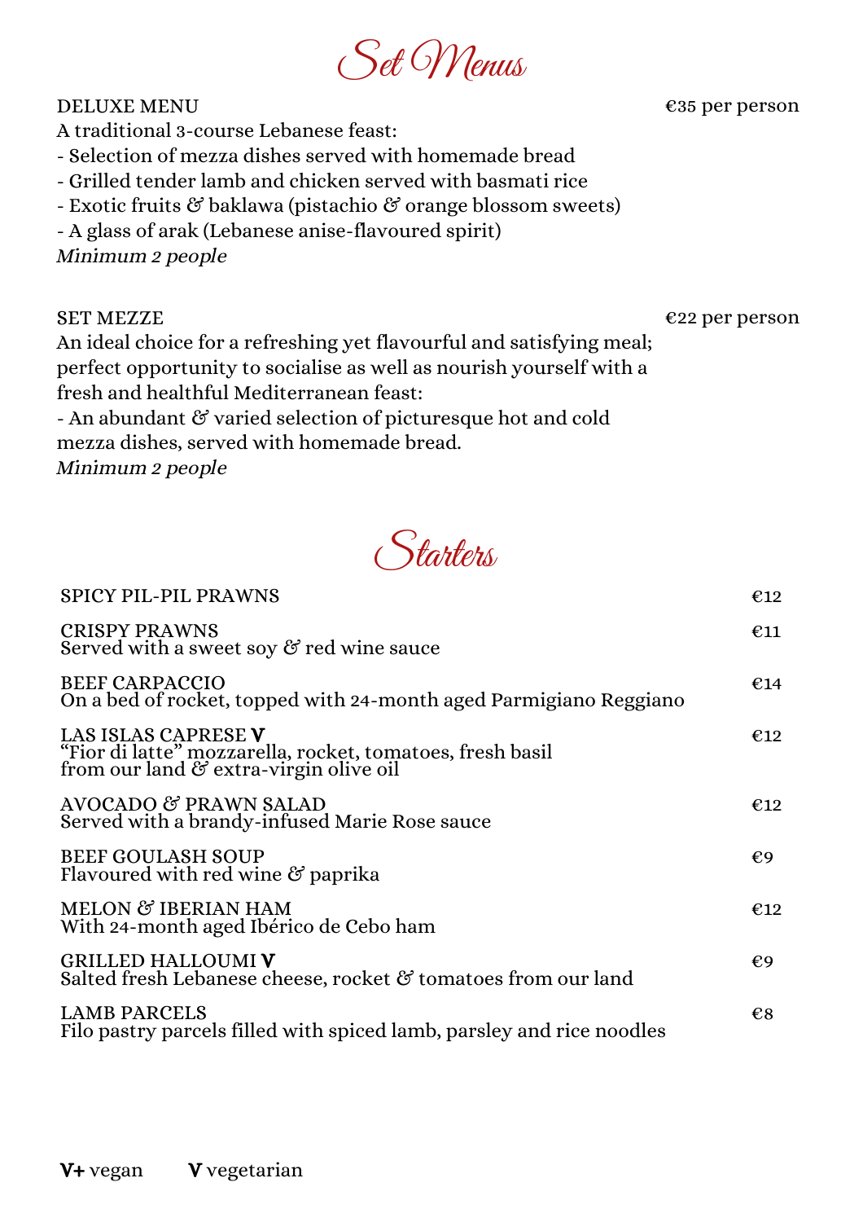# Set Menus

**DELUXE MENU** — €35 per person

A traditional 3-course Lebanese feast:

- Selection of mezza dishes served with homemade bread
- Grilled tender lamb and chicken served with basmati rice
- Exotic fruits & baklawa (pistachio & orange blossom sweets)
- A glass of arak (Lebanese anise-flavoured spirit)

*Minimum 2 people*

**SET MEZZE** — €22 per person

An ideal choice for a refreshing yet flavourful and satisfying meal; perfect opportunity to socialise as well as nourish yourself with a fresh and healthful Mediterranean feast:

- An abundant & varied selection of picturesque hot and cold mezza dishes, served with homemade bread.

*Minimum 2 people*

# Starters

| Dish | Price |
| --- | --- |
| SPICY PIL-PIL PRAWNS | €12 |
| CRISPY PRAWNS<br>Served with a sweet soy & red wine sauce | €11 |
| BEEF CARPACCIO<br>On a bed of rocket, topped with 24-month aged Parmigiano Reggiano | €14 |
| LAS ISLAS CAPRESE **V**<br>"Fior di latte" mozzarella, rocket, tomatoes, fresh basil from our land & extra-virgin olive oil | €12 |
| AVOCADO & PRAWN SALAD<br>Served with a brandy-infused Marie Rose sauce | €12 |
| BEEF GOULASH SOUP<br>Flavoured with red wine & paprika | €9 |
| MELON & IBERIAN HAM<br>With 24-month aged Ibérico de Cebo ham | €12 |
| GRILLED HALLOUMI **V**<br>Salted fresh Lebanese cheese, rocket & tomatoes from our land | €9 |
| LAMB PARCELS<br>Filo pastry parcels filled with spiced lamb, parsley and rice noodles | €8 |

**V+** vegan **V** vegetarian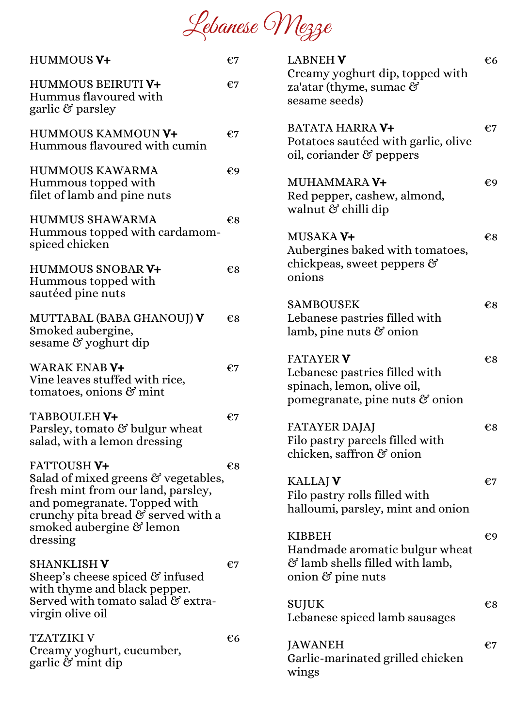# Lebanese Mezze

**HUMMOUS V+** — €7

**HUMMOUS BEIRUTI V+** — €7
Hummus flavoured with garlic & parsley

**HUMMOUS KAMMOUN V+** — €7
Hummous flavoured with cumin

**HUMMOUS KAWARMA** — €9
Hummous topped with filet of lamb and pine nuts

**HUMMUS SHAWARMA** — €8
Hummous topped with cardamom-spiced chicken

**HUMMOUS SNOBAR V+** — €8
Hummous topped with sautéed pine nuts

**MUTTABAL (BABA GHANOUJ) V** — €8
Smoked aubergine, sesame & yoghurt dip

**WARAK ENAB V+** — €7
Vine leaves stuffed with rice, tomatoes, onions & mint

**TABBOULEH V+** — €7
Parsley, tomato & bulgur wheat salad, with a lemon dressing

**FATTOUSH V+** — €8
Salad of mixed greens & vegetables, fresh mint from our land, parsley, and pomegranate. Topped with crunchy pita bread & served with a smoked aubergine & lemon dressing

**SHANKLISH V** — €7
Sheep's cheese spiced & infused with thyme and black pepper. Served with tomato salad & extra-virgin olive oil

**TZATZIKI V** — €6
Creamy yoghurt, cucumber, garlic & mint dip

**LABNEH V** — €6
Creamy yoghurt dip, topped with za'atar (thyme, sumac & sesame seeds)

**BATATA HARRA V+** — €7
Potatoes sautéed with garlic, olive oil, coriander & peppers

**MUHAMMARA V+** — €9
Red pepper, cashew, almond, walnut & chilli dip

**MUSAKA V+** — €8
Aubergines baked with tomatoes, chickpeas, sweet peppers & onions

**SAMBOUSEK** — €8
Lebanese pastries filled with lamb, pine nuts & onion

**FATAYER V** — €8
Lebanese pastries filled with spinach, lemon, olive oil, pomegranate, pine nuts & onion

**FATAYER DAJAJ** — €8
Filo pastry parcels filled with chicken, saffron & onion

**KALLAJ V** — €7
Filo pastry rolls filled with halloumi, parsley, mint and onion

**KIBBEH** — €9
Handmade aromatic bulgur wheat & lamb shells filled with lamb, onion & pine nuts

**SUJUK** — €8
Lebanese spiced lamb sausages

**JAWANEH** — €7
Garlic-marinated grilled chicken wings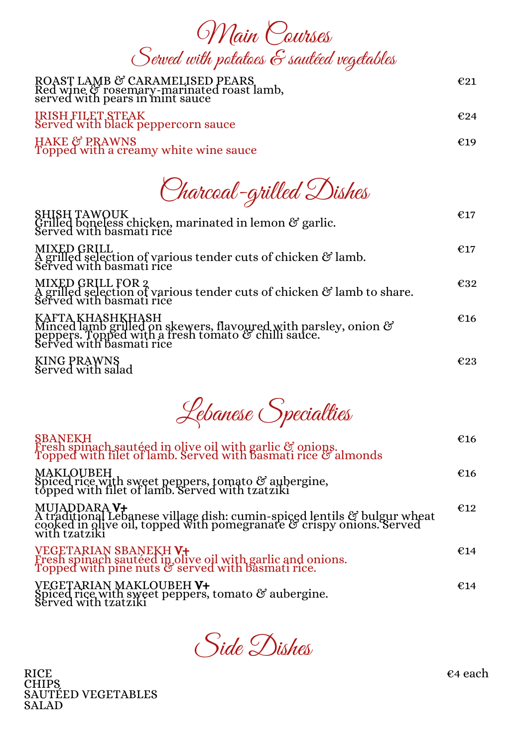# Main Courses

## Served with potatoes & sautéed vegetables

ROAST LAMB & CARAMELISED PEARS — €21
Red wine & rosemary-marinated roast lamb, served with pears in mint sauce

IRISH FILET STEAK — €24
Served with black peppercorn sauce

HAKE & PRAWNS — €19
Topped with a creamy white wine sauce

# Charcoal-grilled Dishes

SHISH TAWOUK — €17
Grilled boneless chicken, marinated in lemon & garlic. Served with basmati rice

MIXED GRILL — €17
A grilled selection of various tender cuts of chicken & lamb. Served with basmati rice

MIXED GRILL FOR 2 — €32
A grilled selection of various tender cuts of chicken & lamb to share. Served with basmati rice

KAFTA KHASHKHASH — €16
Minced lamb grilled on skewers, flavoured with parsley, onion & peppers. Topped with a fresh tomato & chilli sauce. Served with basmati rice

KING PRAWNS — €23
Served with salad

# Lebanese Specialties

SBANEKH — €16
Fresh spinach sautéed in olive oil with garlic & onions. Topped with filet of lamb. Served with basmati rice & almonds

MAKLOUBEH — €16
Spiced rice with sweet peppers, tomato & aubergine, topped with filet of lamb. Served with tzatziki

MUJADDARA **V+** — €12
A traditional Lebanese village dish: cumin-spiced lentils & bulgur wheat cooked in olive oil, topped with pomegranate & crispy onions. Served with tzatziki

VEGETARIAN SBANEKH **V+** — €14
Fresh spinach sautéed in olive oil with garlic and onions. Topped with pine nuts & served with basmati rice.

VEGETARIAN MAKLOUBEH **V+** — €14
Spiced rice with sweet peppers, tomato & aubergine. Served with tzatziki

# Side Dishes

€4 each

- RICE
- CHIPS
- SAUTÉED VEGETABLES
- SALAD